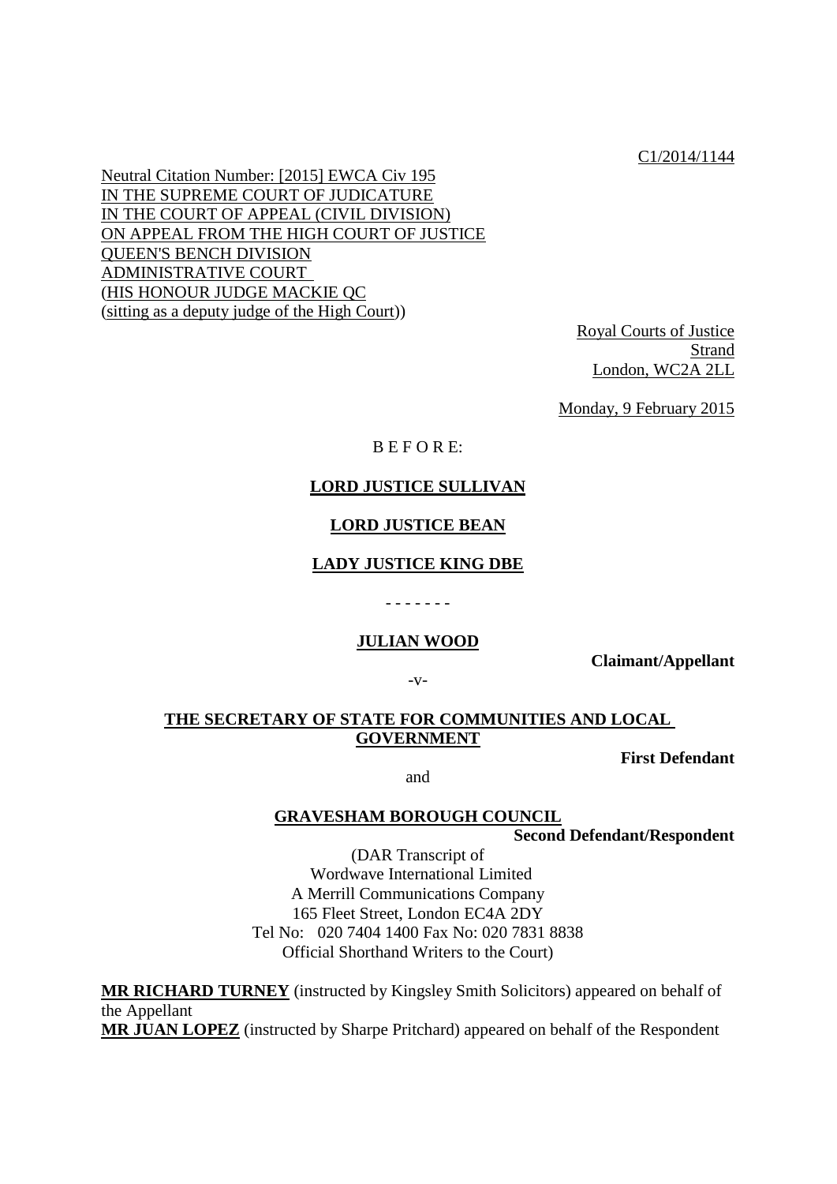C1/2014/1144

Neutral Citation Number: [2015] EWCA Civ 195
IN THE SUPREME COURT OF JUDICATURE
IN THE COURT OF APPEAL (CIVIL DIVISION)
ON APPEAL FROM THE HIGH COURT OF JUSTICE
QUEEN'S BENCH DIVISION
ADMINISTRATIVE COURT
(HIS HONOUR JUDGE MACKIE QC
(sitting as a deputy judge of the High Court))

Royal Courts of Justice
Strand
London, WC2A 2LL

Monday, 9 February 2015

B E F O R E:

**LORD JUSTICE SULLIVAN**

**LORD JUSTICE BEAN**

**LADY JUSTICE KING DBE**

\- - - - - - -

**JULIAN WOOD**

**Claimant/Appellant**

-v-

**THE SECRETARY OF STATE FOR COMMUNITIES AND LOCAL GOVERNMENT**

**First Defendant**

and

**GRAVESHAM BOROUGH COUNCIL**

**Second Defendant/Respondent**

(DAR Transcript of
Wordwave International Limited
A Merrill Communications Company
165 Fleet Street, London EC4A 2DY
Tel No: 020 7404 1400 Fax No: 020 7831 8838
Official Shorthand Writers to the Court)

**MR RICHARD TURNEY** (instructed by Kingsley Smith Solicitors) appeared on behalf of the Appellant
**MR JUAN LOPEZ** (instructed by Sharpe Pritchard) appeared on behalf of the Respondent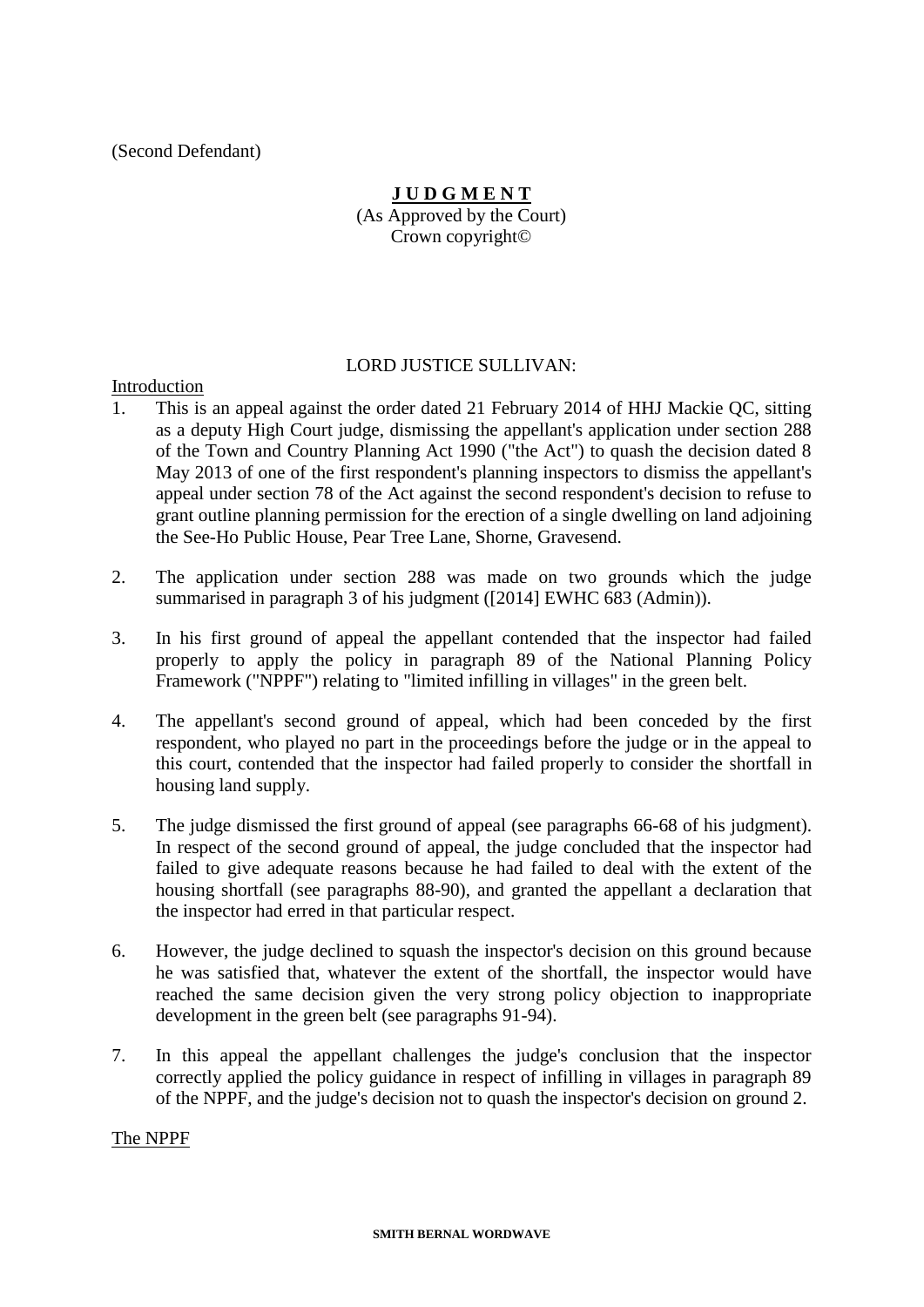(Second Defendant)

**J U D G M E N T**

(As Approved by the Court)

Crown copyright©

LORD JUSTICE SULLIVAN:

Introduction

1. This is an appeal against the order dated 21 February 2014 of HHJ Mackie QC, sitting as a deputy High Court judge, dismissing the appellant's application under section 288 of the Town and Country Planning Act 1990 ("the Act") to quash the decision dated 8 May 2013 of one of the first respondent's planning inspectors to dismiss the appellant's appeal under section 78 of the Act against the second respondent's decision to refuse to grant outline planning permission for the erection of a single dwelling on land adjoining the See-Ho Public House, Pear Tree Lane, Shorne, Gravesend.

2. The application under section 288 was made on two grounds which the judge summarised in paragraph 3 of his judgment ([2014] EWHC 683 (Admin)).

3. In his first ground of appeal the appellant contended that the inspector had failed properly to apply the policy in paragraph 89 of the National Planning Policy Framework ("NPPF") relating to "limited infilling in villages" in the green belt.

4. The appellant's second ground of appeal, which had been conceded by the first respondent, who played no part in the proceedings before the judge or in the appeal to this court, contended that the inspector had failed properly to consider the shortfall in housing land supply.

5. The judge dismissed the first ground of appeal (see paragraphs 66-68 of his judgment). In respect of the second ground of appeal, the judge concluded that the inspector had failed to give adequate reasons because he had failed to deal with the extent of the housing shortfall (see paragraphs 88-90), and granted the appellant a declaration that the inspector had erred in that particular respect.

6. However, the judge declined to squash the inspector's decision on this ground because he was satisfied that, whatever the extent of the shortfall, the inspector would have reached the same decision given the very strong policy objection to inappropriate development in the green belt (see paragraphs 91-94).

7. In this appeal the appellant challenges the judge's conclusion that the inspector correctly applied the policy guidance in respect of infilling in villages in paragraph 89 of the NPPF, and the judge's decision not to quash the inspector's decision on ground 2.

The NPPF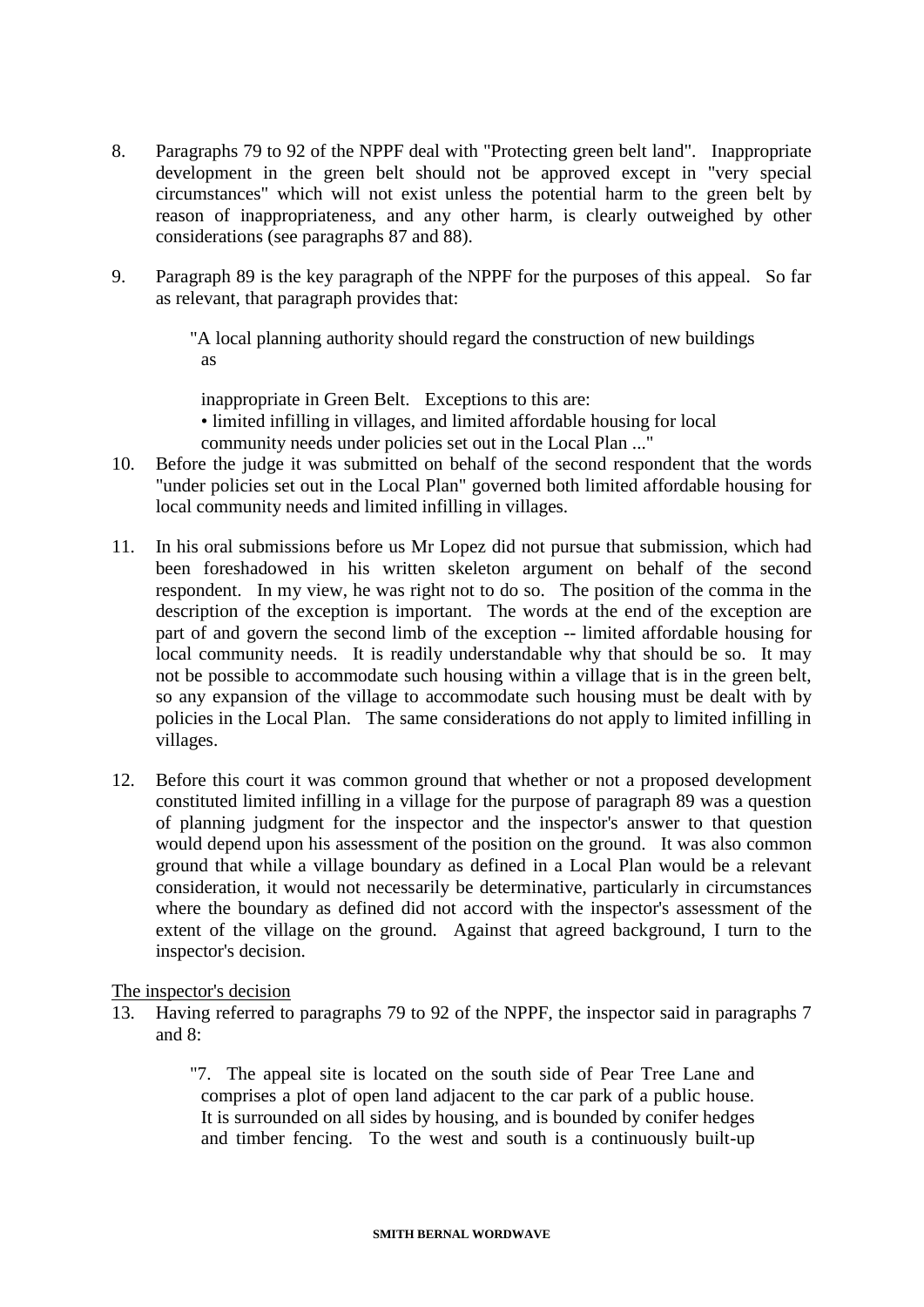8. Paragraphs 79 to 92 of the NPPF deal with "Protecting green belt land". Inappropriate development in the green belt should not be approved except in "very special circumstances" which will not exist unless the potential harm to the green belt by reason of inappropriateness, and any other harm, is clearly outweighed by other considerations (see paragraphs 87 and 88).

9. Paragraph 89 is the key paragraph of the NPPF for the purposes of this appeal. So far as relevant, that paragraph provides that:

> "A local planning authority should regard the construction of new buildings as
>
> inappropriate in Green Belt. Exceptions to this are:
> • limited infilling in villages, and limited affordable housing for local community needs under policies set out in the Local Plan ..."

10. Before the judge it was submitted on behalf of the second respondent that the words "under policies set out in the Local Plan" governed both limited affordable housing for local community needs and limited infilling in villages.

11. In his oral submissions before us Mr Lopez did not pursue that submission, which had been foreshadowed in his written skeleton argument on behalf of the second respondent. In my view, he was right not to do so. The position of the comma in the description of the exception is important. The words at the end of the exception are part of and govern the second limb of the exception -- limited affordable housing for local community needs. It is readily understandable why that should be so. It may not be possible to accommodate such housing within a village that is in the green belt, so any expansion of the village to accommodate such housing must be dealt with by policies in the Local Plan. The same considerations do not apply to limited infilling in villages.

12. Before this court it was common ground that whether or not a proposed development constituted limited infilling in a village for the purpose of paragraph 89 was a question of planning judgment for the inspector and the inspector's answer to that question would depend upon his assessment of the position on the ground. It was also common ground that while a village boundary as defined in a Local Plan would be a relevant consideration, it would not necessarily be determinative, particularly in circumstances where the boundary as defined did not accord with the inspector's assessment of the extent of the village on the ground. Against that agreed background, I turn to the inspector's decision.

The inspector's decision

13. Having referred to paragraphs 79 to 92 of the NPPF, the inspector said in paragraphs 7 and 8:

> "7. The appeal site is located on the south side of Pear Tree Lane and comprises a plot of open land adjacent to the car park of a public house. It is surrounded on all sides by housing, and is bounded by conifer hedges and timber fencing. To the west and south is a continuously built-up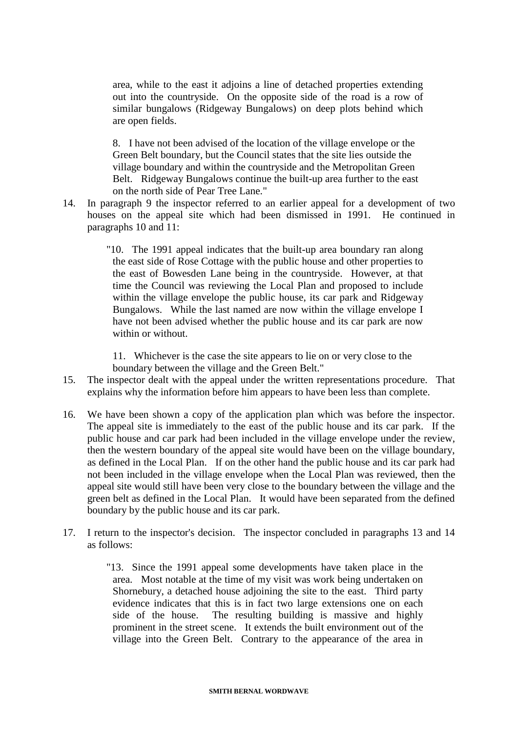area, while to the east it adjoins a line of detached properties extending out into the countryside. On the opposite side of the road is a row of similar bungalows (Ridgeway Bungalows) on deep plots behind which are open fields.

> 8. I have not been advised of the location of the village envelope or the Green Belt boundary, but the Council states that the site lies outside the village boundary and within the countryside and the Metropolitan Green Belt. Ridgeway Bungalows continue the built-up area further to the east on the north side of Pear Tree Lane."

14. In paragraph 9 the inspector referred to an earlier appeal for a development of two houses on the appeal site which had been dismissed in 1991. He continued in paragraphs 10 and 11:

> "10. The 1991 appeal indicates that the built-up area boundary ran along the east side of Rose Cottage with the public house and other properties to the east of Bowesden Lane being in the countryside. However, at that time the Council was reviewing the Local Plan and proposed to include within the village envelope the public house, its car park and Ridgeway Bungalows. While the last named are now within the village envelope I have not been advised whether the public house and its car park are now within or without.
>
> 11. Whichever is the case the site appears to lie on or very close to the boundary between the village and the Green Belt."

15. The inspector dealt with the appeal under the written representations procedure. That explains why the information before him appears to have been less than complete.

16. We have been shown a copy of the application plan which was before the inspector. The appeal site is immediately to the east of the public house and its car park. If the public house and car park had been included in the village envelope under the review, then the western boundary of the appeal site would have been on the village boundary, as defined in the Local Plan. If on the other hand the public house and its car park had not been included in the village envelope when the Local Plan was reviewed, then the appeal site would still have been very close to the boundary between the village and the green belt as defined in the Local Plan. It would have been separated from the defined boundary by the public house and its car park.

17. I return to the inspector's decision. The inspector concluded in paragraphs 13 and 14 as follows:

> "13. Since the 1991 appeal some developments have taken place in the area. Most notable at the time of my visit was work being undertaken on Shornebury, a detached house adjoining the site to the east. Third party evidence indicates that this is in fact two large extensions one on each side of the house. The resulting building is massive and highly prominent in the street scene. It extends the built environment out of the village into the Green Belt. Contrary to the appearance of the area in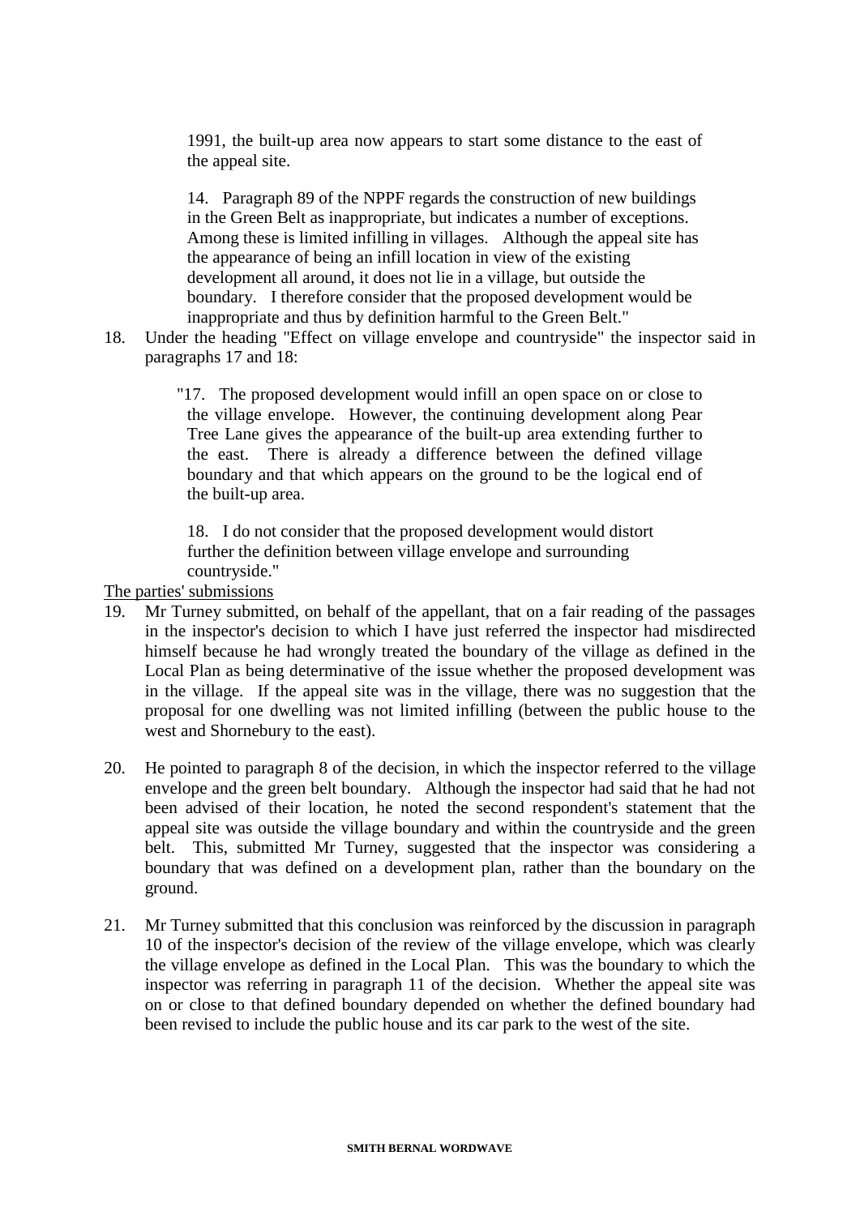> 1991, the built-up area now appears to start some distance to the east of the appeal site.
>
> 14. Paragraph 89 of the NPPF regards the construction of new buildings in the Green Belt as inappropriate, but indicates a number of exceptions. Among these is limited infilling in villages. Although the appeal site has the appearance of being an infill location in view of the existing development all around, it does not lie in a village, but outside the boundary. I therefore consider that the proposed development would be inappropriate and thus by definition harmful to the Green Belt."

18. Under the heading "Effect on village envelope and countryside" the inspector said in paragraphs 17 and 18:

> "17. The proposed development would infill an open space on or close to the village envelope. However, the continuing development along Pear Tree Lane gives the appearance of the built-up area extending further to the east. There is already a difference between the defined village boundary and that which appears on the ground to be the logical end of the built-up area.
>
> 18. I do not consider that the proposed development would distort further the definition between village envelope and surrounding countryside."

<u>The parties' submissions</u>

19. Mr Turney submitted, on behalf of the appellant, that on a fair reading of the passages in the inspector's decision to which I have just referred the inspector had misdirected himself because he had wrongly treated the boundary of the village as defined in the Local Plan as being determinative of the issue whether the proposed development was in the village. If the appeal site was in the village, there was no suggestion that the proposal for one dwelling was not limited infilling (between the public house to the west and Shornebury to the east).

20. He pointed to paragraph 8 of the decision, in which the inspector referred to the village envelope and the green belt boundary. Although the inspector had said that he had not been advised of their location, he noted the second respondent's statement that the appeal site was outside the village boundary and within the countryside and the green belt. This, submitted Mr Turney, suggested that the inspector was considering a boundary that was defined on a development plan, rather than the boundary on the ground.

21. Mr Turney submitted that this conclusion was reinforced by the discussion in paragraph 10 of the inspector's decision of the review of the village envelope, which was clearly the village envelope as defined in the Local Plan. This was the boundary to which the inspector was referring in paragraph 11 of the decision. Whether the appeal site was on or close to that defined boundary depended on whether the defined boundary had been revised to include the public house and its car park to the west of the site.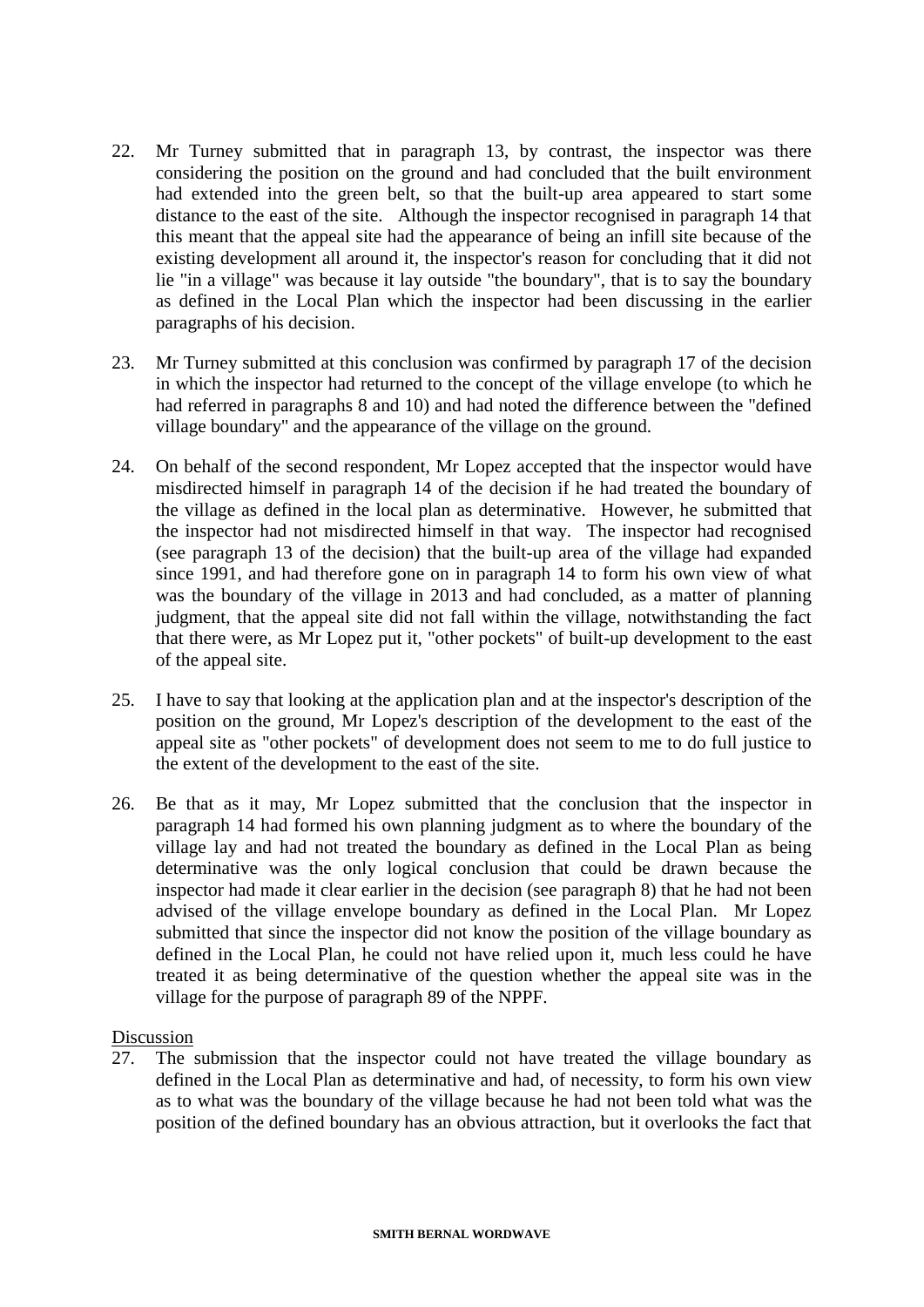22. Mr Turney submitted that in paragraph 13, by contrast, the inspector was there considering the position on the ground and had concluded that the built environment had extended into the green belt, so that the built-up area appeared to start some distance to the east of the site. Although the inspector recognised in paragraph 14 that this meant that the appeal site had the appearance of being an infill site because of the existing development all around it, the inspector's reason for concluding that it did not lie "in a village" was because it lay outside "the boundary", that is to say the boundary as defined in the Local Plan which the inspector had been discussing in the earlier paragraphs of his decision.

23. Mr Turney submitted at this conclusion was confirmed by paragraph 17 of the decision in which the inspector had returned to the concept of the village envelope (to which he had referred in paragraphs 8 and 10) and had noted the difference between the "defined village boundary" and the appearance of the village on the ground.

24. On behalf of the second respondent, Mr Lopez accepted that the inspector would have misdirected himself in paragraph 14 of the decision if he had treated the boundary of the village as defined in the local plan as determinative. However, he submitted that the inspector had not misdirected himself in that way. The inspector had recognised (see paragraph 13 of the decision) that the built-up area of the village had expanded since 1991, and had therefore gone on in paragraph 14 to form his own view of what was the boundary of the village in 2013 and had concluded, as a matter of planning judgment, that the appeal site did not fall within the village, notwithstanding the fact that there were, as Mr Lopez put it, "other pockets" of built-up development to the east of the appeal site.

25. I have to say that looking at the application plan and at the inspector's description of the position on the ground, Mr Lopez's description of the development to the east of the appeal site as "other pockets" of development does not seem to me to do full justice to the extent of the development to the east of the site.

26. Be that as it may, Mr Lopez submitted that the conclusion that the inspector in paragraph 14 had formed his own planning judgment as to where the boundary of the village lay and had not treated the boundary as defined in the Local Plan as being determinative was the only logical conclusion that could be drawn because the inspector had made it clear earlier in the decision (see paragraph 8) that he had not been advised of the village envelope boundary as defined in the Local Plan. Mr Lopez submitted that since the inspector did not know the position of the village boundary as defined in the Local Plan, he could not have relied upon it, much less could he have treated it as being determinative of the question whether the appeal site was in the village for the purpose of paragraph 89 of the NPPF.

Discussion

27. The submission that the inspector could not have treated the village boundary as defined in the Local Plan as determinative and had, of necessity, to form his own view as to what was the boundary of the village because he had not been told what was the position of the defined boundary has an obvious attraction, but it overlooks the fact that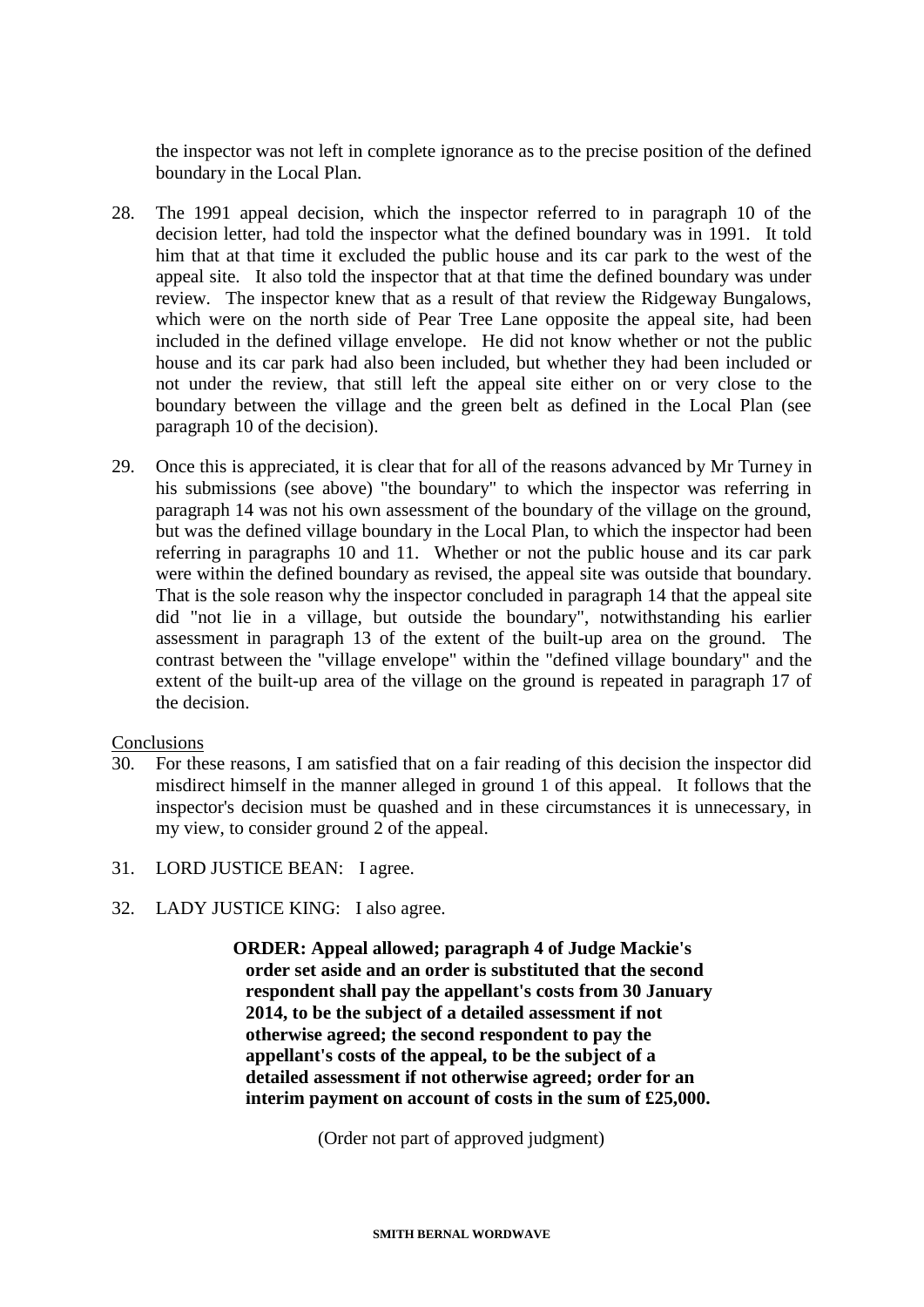the inspector was not left in complete ignorance as to the precise position of the defined boundary in the Local Plan.

28. The 1991 appeal decision, which the inspector referred to in paragraph 10 of the decision letter, had told the inspector what the defined boundary was in 1991. It told him that at that time it excluded the public house and its car park to the west of the appeal site. It also told the inspector that at that time the defined boundary was under review. The inspector knew that as a result of that review the Ridgeway Bungalows, which were on the north side of Pear Tree Lane opposite the appeal site, had been included in the defined village envelope. He did not know whether or not the public house and its car park had also been included, but whether they had been included or not under the review, that still left the appeal site either on or very close to the boundary between the village and the green belt as defined in the Local Plan (see paragraph 10 of the decision).

29. Once this is appreciated, it is clear that for all of the reasons advanced by Mr Turney in his submissions (see above) "the boundary" to which the inspector was referring in paragraph 14 was not his own assessment of the boundary of the village on the ground, but was the defined village boundary in the Local Plan, to which the inspector had been referring in paragraphs 10 and 11. Whether or not the public house and its car park were within the defined boundary as revised, the appeal site was outside that boundary. That is the sole reason why the inspector concluded in paragraph 14 that the appeal site did "not lie in a village, but outside the boundary", notwithstanding his earlier assessment in paragraph 13 of the extent of the built-up area on the ground. The contrast between the "village envelope" within the "defined village boundary" and the extent of the built-up area of the village on the ground is repeated in paragraph 17 of the decision.

Conclusions

30. For these reasons, I am satisfied that on a fair reading of this decision the inspector did misdirect himself in the manner alleged in ground 1 of this appeal. It follows that the inspector's decision must be quashed and in these circumstances it is unnecessary, in my view, to consider ground 2 of the appeal.

31. LORD JUSTICE BEAN: I agree.

32. LADY JUSTICE KING: I also agree.

**ORDER: Appeal allowed; paragraph 4 of Judge Mackie's order set aside and an order is substituted that the second respondent shall pay the appellant's costs from 30 January 2014, to be the subject of a detailed assessment if not otherwise agreed; the second respondent to pay the appellant's costs of the appeal, to be the subject of a detailed assessment if not otherwise agreed; order for an interim payment on account of costs in the sum of £25,000.**

(Order not part of approved judgment)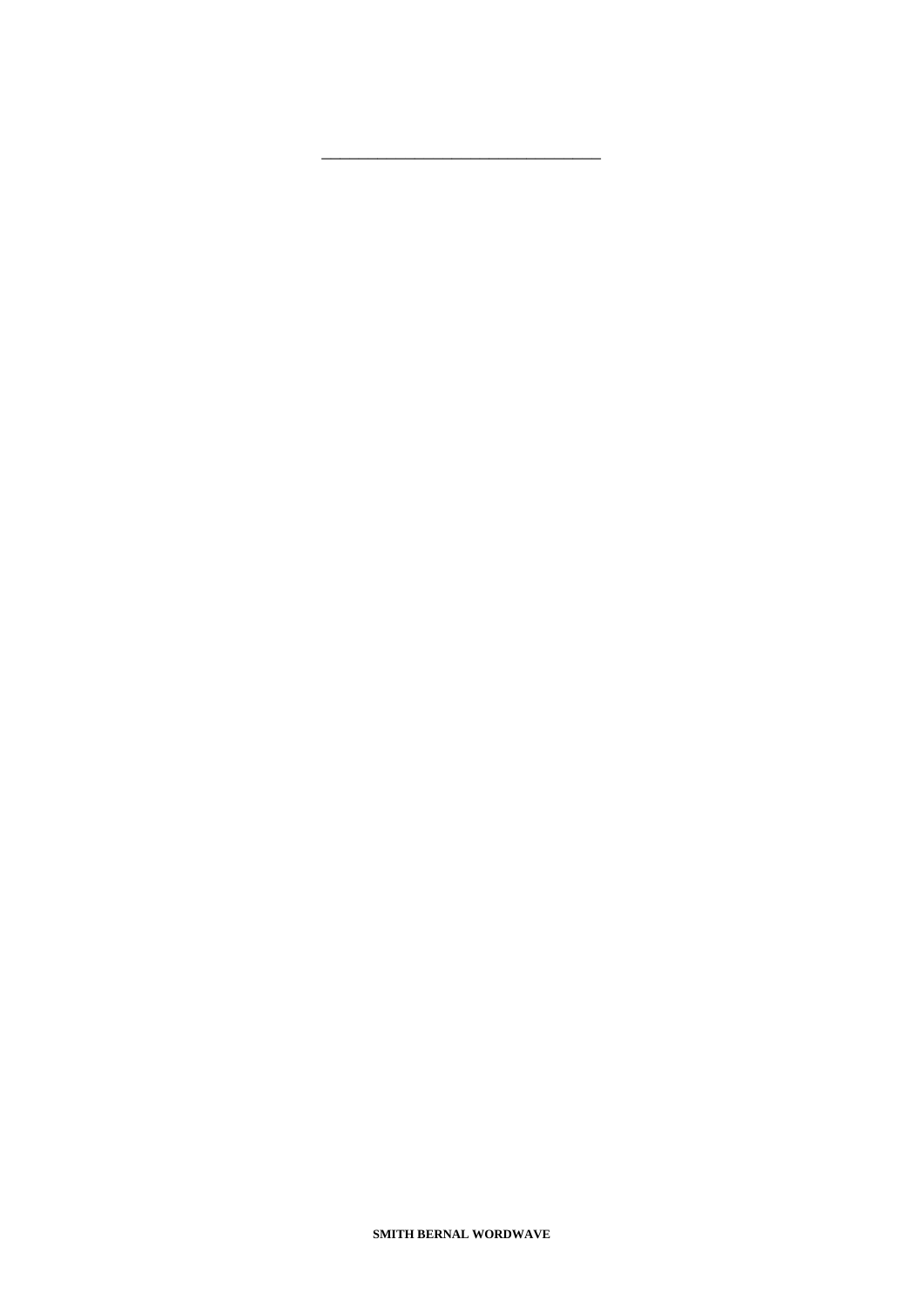---

**SMITH BERNAL WORDWAVE**